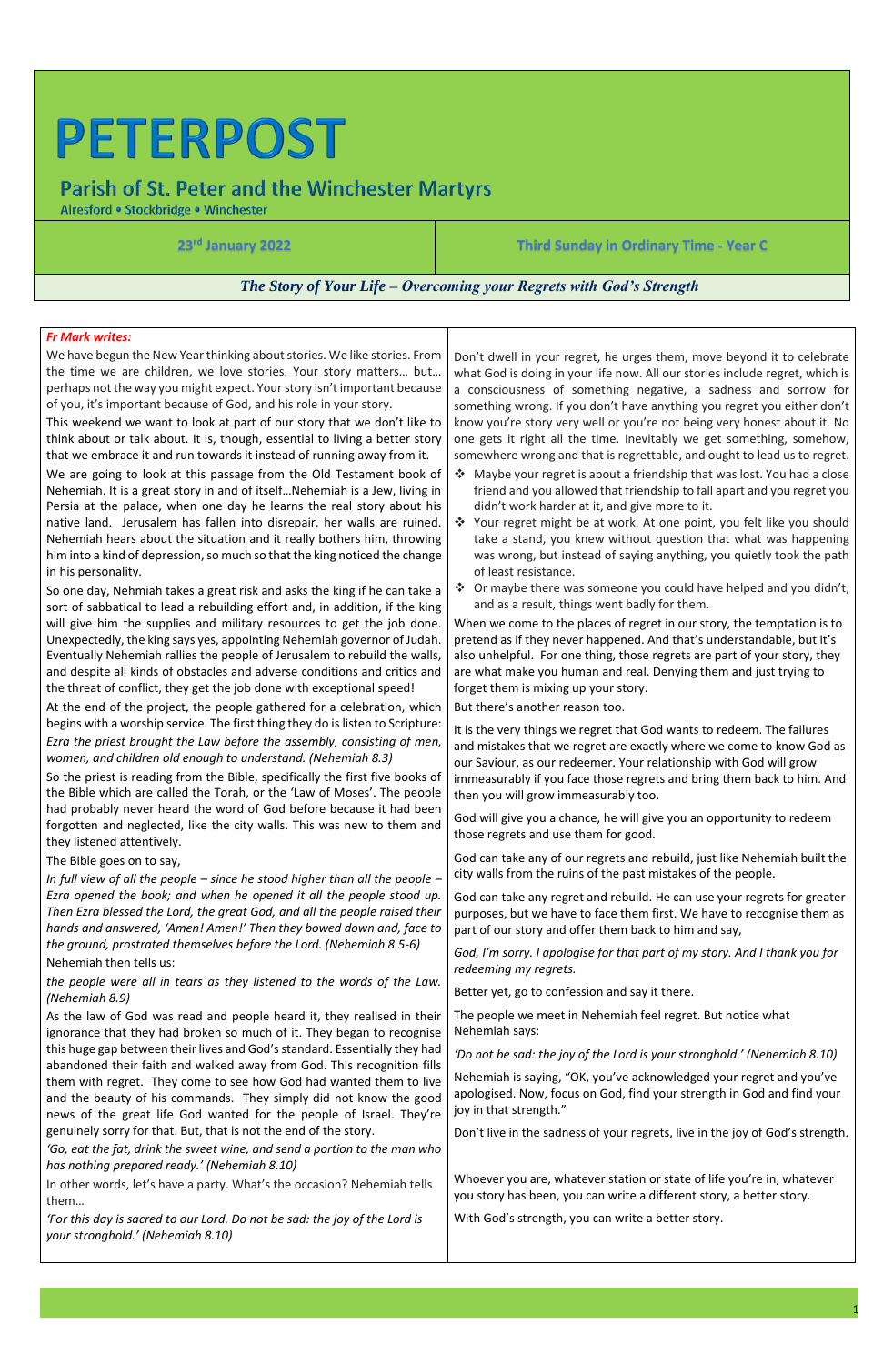# PETERPOST

## Parish of St. Peter and the Winchester Martyrs

Alresford • Stockbridge • Winchester

| 23rd January 2022 | Third Sunday in Ordinary Time - Year C |
|---|---|

### *The Story of Your Life – Overcoming your Regrets with God's Strength*

***Fr Mark writes:***

We have begun the New Year thinking about stories. We like stories. From the time we are children, we love stories. Your story matters… but… perhaps not the way you might expect. Your story isn't important because of you, it's important because of God, and his role in your story.

This weekend we want to look at part of our story that we don't like to think about or talk about. It is, though, essential to living a better story that we embrace it and run towards it instead of running away from it.

We are going to look at this passage from the Old Testament book of Nehemiah. It is a great story in and of itself…Nehemiah is a Jew, living in Persia at the palace, when one day he learns the real story about his native land. Jerusalem has fallen into disrepair, her walls are ruined. Nehemiah hears about the situation and it really bothers him, throwing him into a kind of depression, so much so that the king noticed the change in his personality.

So one day, Nehmiah takes a great risk and asks the king if he can take a sort of sabbatical to lead a rebuilding effort and, in addition, if the king will give him the supplies and military resources to get the job done. Unexpectedly, the king says yes, appointing Nehemiah governor of Judah. Eventually Nehemiah rallies the people of Jerusalem to rebuild the walls, and despite all kinds of obstacles and adverse conditions and critics and the threat of conflict, they get the job done with exceptional speed!

At the end of the project, the people gathered for a celebration, which begins with a worship service. The first thing they do is listen to Scripture: *Ezra the priest brought the Law before the assembly, consisting of men, women, and children old enough to understand. (Nehemiah 8.3)*

So the priest is reading from the Bible, specifically the first five books of the Bible which are called the Torah, or the 'Law of Moses'. The people had probably never heard the word of God before because it had been forgotten and neglected, like the city walls. This was new to them and they listened attentively.

The Bible goes on to say,

*In full view of all the people – since he stood higher than all the people – Ezra opened the book; and when he opened it all the people stood up. Then Ezra blessed the Lord, the great God, and all the people raised their hands and answered, 'Amen! Amen!' Then they bowed down and, face to the ground, prostrated themselves before the Lord. (Nehemiah 8.5-6)*

Nehemiah then tells us:

*the people were all in tears as they listened to the words of the Law. (Nehemiah 8.9)*

As the law of God was read and people heard it, they realised in their ignorance that they had broken so much of it. They began to recognise this huge gap between their lives and God's standard. Essentially they had abandoned their faith and walked away from God. This recognition fills them with regret. They come to see how God had wanted them to live and the beauty of his commands. They simply did not know the good news of the great life God wanted for the people of Israel. They're genuinely sorry for that. But, that is not the end of the story.

*'Go, eat the fat, drink the sweet wine, and send a portion to the man who has nothing prepared ready.' (Nehemiah 8.10)*

In other words, let's have a party. What's the occasion? Nehemiah tells them…

*'For this day is sacred to our Lord. Do not be sad: the joy of the Lord is your stronghold.' (Nehemiah 8.10)*

Don't dwell in your regret, he urges them, move beyond it to celebrate what God is doing in your life now. All our stories include regret, which is a consciousness of something negative, a sadness and sorrow for something wrong. If you don't have anything you regret you either don't know you're story very well or you're not being very honest about it. No one gets it right all the time. Inevitably we get something, somehow, somewhere wrong and that is regrettable, and ought to lead us to regret.

- Maybe your regret is about a friendship that was lost. You had a close friend and you allowed that friendship to fall apart and you regret you didn't work harder at it, and give more to it.
- Your regret might be at work. At one point, you felt like you should take a stand, you knew without question that what was happening was wrong, but instead of saying anything, you quietly took the path of least resistance.
- Or maybe there was someone you could have helped and you didn't, and as a result, things went badly for them.

When we come to the places of regret in our story, the temptation is to pretend as if they never happened. And that's understandable, but it's also unhelpful. For one thing, those regrets are part of your story, they are what make you human and real. Denying them and just trying to forget them is mixing up your story.

But there's another reason too.

It is the very things we regret that God wants to redeem. The failures and mistakes that we regret are exactly where we come to know God as our Saviour, as our redeemer. Your relationship with God will grow immeasurably if you face those regrets and bring them back to him. And then you will grow immeasurably too.

God will give you a chance, he will give you an opportunity to redeem those regrets and use them for good.

God can take any of our regrets and rebuild, just like Nehemiah built the city walls from the ruins of the past mistakes of the people.

God can take any regret and rebuild. He can use your regrets for greater purposes, but we have to face them first. We have to recognise them as part of our story and offer them back to him and say,

*God, I'm sorry. I apologise for that part of my story. And I thank you for redeeming my regrets.*

Better yet, go to confession and say it there.

The people we meet in Nehemiah feel regret. But notice what Nehemiah says:

*'Do not be sad: the joy of the Lord is your stronghold.' (Nehemiah 8.10)*

Nehemiah is saying, "OK, you've acknowledged your regret and you've apologised. Now, focus on God, find your strength in God and find your joy in that strength."

Don't live in the sadness of your regrets, live in the joy of God's strength.

Whoever you are, whatever station or state of life you're in, whatever you story has been, you can write a different story, a better story.

With God's strength, you can write a better story.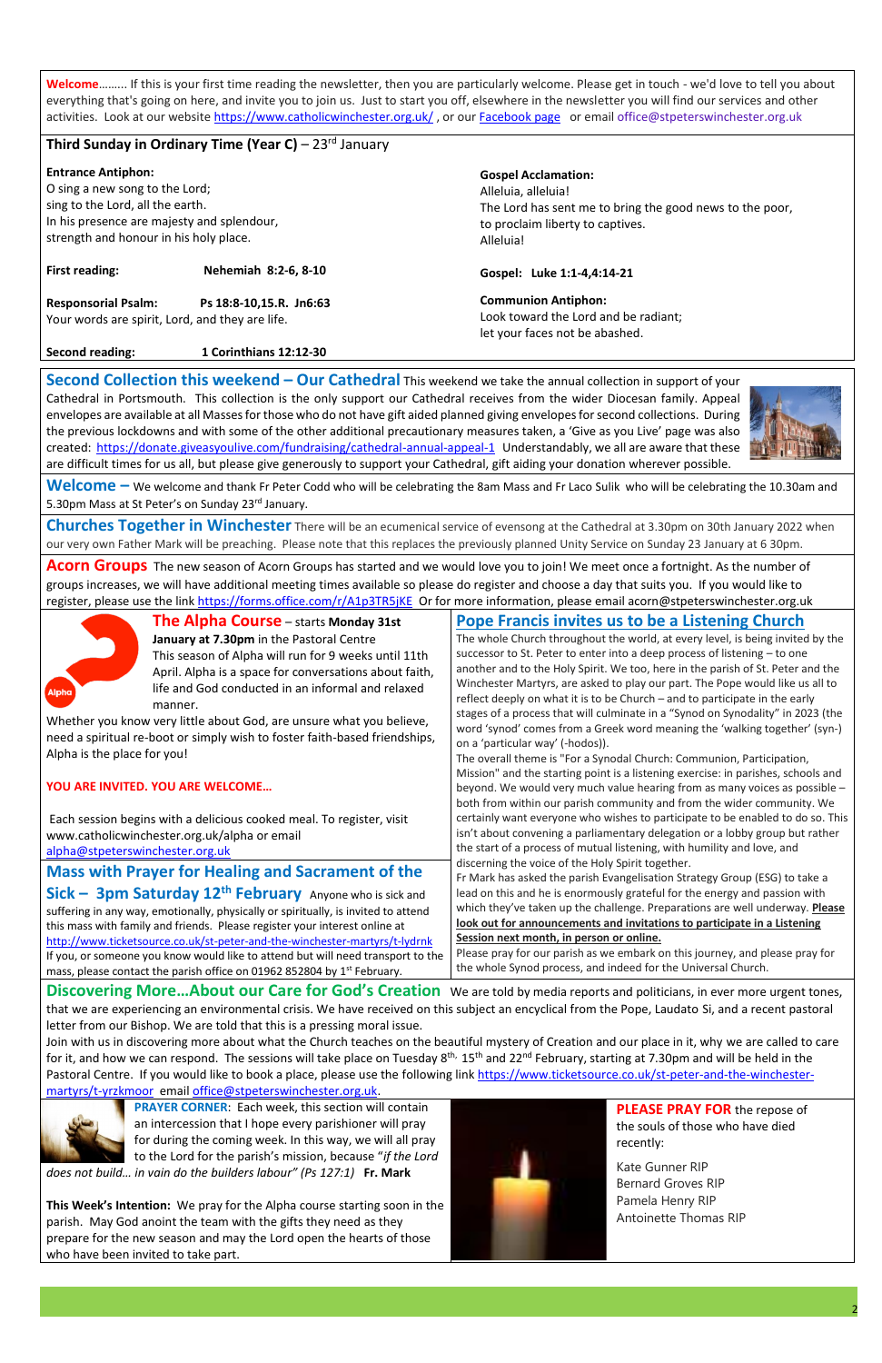**Welcome**……… If this is your first time reading the newsletter, then you are particularly welcome. Please get in touch - we'd love to tell you about everything that's going on here, and invite you to join us. Just to start you off, elsewhere in the newsletter you will find our services and other activities. Look at our website https://www.catholicwinchester.org.uk/ , or our Facebook page or email office@stpeterswinchester.org.uk

## Third Sunday in Ordinary Time (Year C) – 23rd January

**Entrance Antiphon:**
O sing a new song to the Lord;
sing to the Lord, all the earth.
In his presence are majesty and splendour,
strength and honour in his holy place.

**First reading:** Nehemiah 8:2-6, 8-10

**Responsorial Psalm:** Ps 18:8-10,15.R. Jn6:63
Your words are spirit, Lord, and they are life.

**Second reading:** 1 Corinthians 12:12-30

**Gospel Acclamation:**
Alleluia, alleluia!
The Lord has sent me to bring the good news to the poor,
to proclaim liberty to captives.
Alleluia!

**Gospel:** Luke 1:1-4,4:14-21

**Communion Antiphon:**
Look toward the Lord and be radiant;
let your faces not be abashed.

## Second Collection this weekend – Our Cathedral

This weekend we take the annual collection in support of your Cathedral in Portsmouth. This collection is the only support our Cathedral receives from the wider Diocesan family. Appeal envelopes are available at all Masses for those who do not have gift aided planned giving envelopes for second collections. During the previous lockdowns and with some of the other additional precautionary measures taken, a 'Give as you Live' page was also created: https://donate.giveasyoulive.com/fundraising/cathedral-annual-appeal-1 Understandably, we all are aware that these are difficult times for us all, but please give generously to support your Cathedral, gift aiding your donation wherever possible.

## Welcome –

We welcome and thank Fr Peter Codd who will be celebrating the 8am Mass and Fr Laco Sulik who will be celebrating the 10.30am and 5.30pm Mass at St Peter's on Sunday 23rd January.

## Churches Together in Winchester

There will be an ecumenical service of evensong at the Cathedral at 3.30pm on 30th January 2022 when our very own Father Mark will be preaching. Please note that this replaces the previously planned Unity Service on Sunday 23 January at 6 30pm.

## Acorn Groups

The new season of Acorn Groups has started and we would love you to join! We meet once a fortnight. As the number of groups increases, we will have additional meeting times available so please do register and choose a day that suits you. If you would like to register, please use the link https://forms.office.com/r/A1p3TR5jKE Or for more information, please email acorn@stpeterswinchester.org.uk

## The Alpha Course

– starts **Monday 31st January at 7.30pm** in the Pastoral Centre

This season of Alpha will run for 9 weeks until 11th April. Alpha is a space for conversations about faith, life and God conducted in an informal and relaxed manner.

Whether you know very little about God, are unsure what you believe, need a spiritual re-boot or simply wish to foster faith-based friendships, Alpha is the place for you!

**YOU ARE INVITED. YOU ARE WELCOME…**

Each session begins with a delicious cooked meal. To register, visit www.catholicwinchester.org.uk/alpha or email alpha@stpeterswinchester.org.uk

## Mass with Prayer for Healing and Sacrament of the Sick – 3pm Saturday 12th February

Anyone who is sick and suffering in any way, emotionally, physically or spiritually, is invited to attend this mass with family and friends. Please register your interest online at http://www.ticketsource.co.uk/st-peter-and-the-winchester-martyrs/t-lydrnk

If you, or someone you know would like to attend but will need transport to the mass, please contact the parish office on 01962 852804 by 1st February.

## Pope Francis invites us to be a Listening Church

The whole Church throughout the world, at every level, is being invited by the successor to St. Peter to enter into a deep process of listening – to one another and to the Holy Spirit. We too, here in the parish of St. Peter and the Winchester Martyrs, are asked to play our part. The Pope would like us all to reflect deeply on what it is to be Church – and to participate in the early stages of a process that will culminate in a "Synod on Synodality" in 2023 (the word 'synod' comes from a Greek word meaning the 'walking together' (syn-) on a 'particular way' (-hodos)).

The overall theme is "For a Synodal Church: Communion, Participation, Mission" and the starting point is a listening exercise: in parishes, schools and beyond. We would very much value hearing from as many voices as possible – both from within our parish community and from the wider community. We certainly want everyone who wishes to participate to be enabled to do so. This isn't about convening a parliamentary delegation or a lobby group but rather the start of a process of mutual listening, with humility and love, and discerning the voice of the Holy Spirit together.

Fr Mark has asked the parish Evangelisation Strategy Group (ESG) to take a lead on this and he is enormously grateful for the energy and passion with which they've taken up the challenge. Preparations are well underway. **Please look out for announcements and invitations to participate in a Listening Session next month, in person or online.**

Please pray for our parish as we embark on this journey, and please pray for the whole Synod process, and indeed for the Universal Church.

## Discovering More…About our Care for God's Creation

We are told by media reports and politicians, in ever more urgent tones, that we are experiencing an environmental crisis. We have received on this subject an encyclical from the Pope, Laudato Si, and a recent pastoral letter from our Bishop. We are told that this is a pressing moral issue.

Join with us in discovering more about what the Church teaches on the beautiful mystery of Creation and our place in it, why we are called to care for it, and how we can respond. The sessions will take place on Tuesday 8th, 15th and 22nd February, starting at 7.30pm and will be held in the Pastoral Centre. If you would like to book a place, please use the following link https://www.ticketsource.co.uk/st-peter-and-the-winchester-martyrs/t-yrzkmoor email office@stpeterswinchester.org.uk.

**PRAYER CORNER**: Each week, this section will contain an intercession that I hope every parishioner will pray for during the coming week. In this way, we will all pray to the Lord for the parish's mission, because "*if the Lord does not build… in vain do the builders labour" (Ps 127:1)* **Fr. Mark**

**This Week's Intention:** We pray for the Alpha course starting soon in the parish. May God anoint the team with the gifts they need as they prepare for the new season and may the Lord open the hearts of those who have been invited to take part.

**PLEASE PRAY FOR** the repose of the souls of those who have died recently:

Kate Gunner RIP
Bernard Groves RIP
Pamela Henry RIP
Antoinette Thomas RIP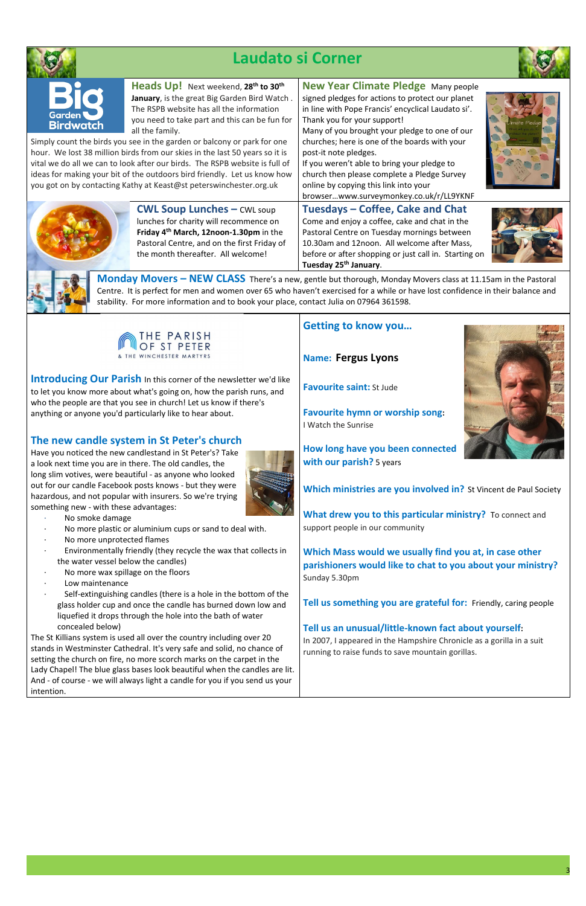# Laudato si Corner

## Heads Up!

Next weekend, **28th to 30th January**, is the great Big Garden Bird Watch . The RSPB website has all the information you need to take part and this can be fun for all the family.

Simply count the birds you see in the garden or balcony or park for one hour. We lost 38 million birds from our skies in the last 50 years so it is vital we do all we can to look after our birds. The RSPB website is full of ideas for making your bit of the outdoors bird friendly. Let us know how you got on by contacting Kathy at Keast@st peterswinchester.org.uk

## New Year Climate Pledge

Many people signed pledges for actions to protect our planet in line with Pope Francis' encyclical Laudato si'. Thank you for your support!

Many of you brought your pledge to one of our churches; here is one of the boards with your post-it note pledges.

If you weren't able to bring your pledge to church then please complete a Pledge Survey online by copying this link into your browser…www.surveymonkey.co.uk/r/LL9YKNF

## CWL Soup Lunches –

CWL soup lunches for charity will recommence on **Friday 4th March, 12noon-1.30pm** in the Pastoral Centre, and on the first Friday of the month thereafter. All welcome!

## Tuesdays – Coffee, Cake and Chat

Come and enjoy a coffee, cake and chat in the Pastoral Centre on Tuesday mornings between 10.30am and 12noon. All welcome after Mass, before or after shopping or just call in. Starting on **Tuesday 25th January**.

## Monday Movers – NEW CLASS

There's a new, gentle but thorough, Monday Movers class at 11.15am in the Pastoral Centre. It is perfect for men and women over 65 who haven't exercised for a while or have lost confidence in their balance and stability. For more information and to book your place, contact Julia on 07964 361598.

THE PARISH OF ST PETER & THE WINCHESTER MARTYRS

## Introducing Our Parish

In this corner of the newsletter we'd like to let you know more about what's going on, how the parish runs, and who the people are that you see in church! Let us know if there's anything or anyone you'd particularly like to hear about.

## The new candle system in St Peter's church

Have you noticed the new candlestand in St Peter's? Take a look next time you are in there. The old candles, the long slim votives, were beautiful - as anyone who looked out for our candle Facebook posts knows - but they were hazardous, and not popular with insurers. So we're trying something new - with these advantages:

- No smoke damage
- No more plastic or aluminium cups or sand to deal with.
- No more unprotected flames
- Environmentally friendly (they recycle the wax that collects in the water vessel below the candles)
- No more wax spillage on the floors
- Low maintenance
- Self-extinguishing candles (there is a hole in the bottom of the glass holder cup and once the candle has burned down low and liquefied it drops through the hole into the bath of water concealed below)

The St Killians system is used all over the country including over 20 stands in Westminster Cathedral. It's very safe and solid, no chance of setting the church on fire, no more scorch marks on the carpet in the Lady Chapel! The blue glass bases look beautiful when the candles are lit. And - of course - we will always light a candle for you if you send us your intention.

## Getting to know you…

**Name:** **Fergus Lyons**

**Favourite saint:** St Jude

**Favourite hymn or worship song:** I Watch the Sunrise

**How long have you been connected with our parish?** 5 years

**Which ministries are you involved in?** St Vincent de Paul Society

**What drew you to this particular ministry?** To connect and support people in our community

**Which Mass would we usually find you at, in case other parishioners would like to chat to you about your ministry?** Sunday 5.30pm

**Tell us something you are grateful for:** Friendly, caring people

**Tell us an unusual/little-known fact about yourself:** In 2007, I appeared in the Hampshire Chronicle as a gorilla in a suit running to raise funds to save mountain gorillas.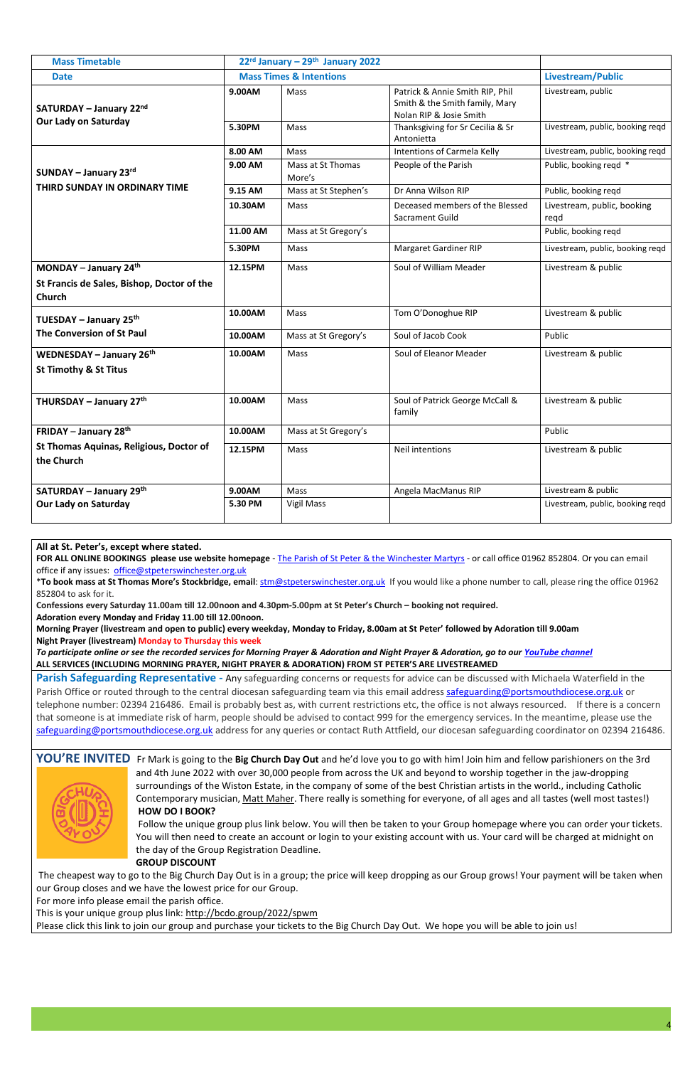| Mass Timetable | 22[rd] January – 29[th] January 2022 | | | |
|---|---|---|---|---|
| **Date** | **Mass Times & Intentions** | | | **Livestream/Public** |
| **SATURDAY – January 22[nd]** **Our Lady on Saturday** | **9.00AM** | Mass | Patrick & Annie Smith RIP, Phil Smith & the Smith family, Mary Nolan RIP & Josie Smith | Livestream, public |
| | **5.30PM** | Mass | Thanksgiving for Sr Cecilia & Sr Antonietta | Livestream, public, booking reqd |
| **SUNDAY – January 23[rd]** **THIRD SUNDAY IN ORDINARY TIME** | **8.00 AM** | Mass | Intentions of Carmela Kelly | Livestream, public, booking reqd |
| | **9.00 AM** | Mass at St Thomas More's | People of the Parish | Public, booking reqd * |
| | **9.15 AM** | Mass at St Stephen's | Dr Anna Wilson RIP | Public, booking reqd |
| | **10.30AM** | Mass | Deceased members of the Blessed Sacrament Guild | Livestream, public, booking reqd |
| | **11.00 AM** | Mass at St Gregory's | | Public, booking reqd |
| | **5.30PM** | Mass | Margaret Gardiner RIP | Livestream, public, booking reqd |
| **MONDAY – January 24[th]** **St Francis de Sales, Bishop, Doctor of the Church** | **12.15PM** | Mass | Soul of William Meader | Livestream & public |
| **TUESDAY – January 25[th]** **The Conversion of St Paul** | **10.00AM** | Mass | Tom O'Donoghue RIP | Livestream & public |
| | **10.00AM** | Mass at St Gregory's | Soul of Jacob Cook | Public |
| **WEDNESDAY – January 26[th]** **St Timothy & St Titus** | **10.00AM** | Mass | Soul of Eleanor Meader | Livestream & public |
| **THURSDAY – January 27[th]** | **10.00AM** | Mass | Soul of Patrick George McCall & family | Livestream & public |
| **FRIDAY – January 28[th]** **St Thomas Aquinas, Religious, Doctor of the Church** | **10.00AM** | Mass at St Gregory's | | Public |
| | **12.15PM** | Mass | Neil intentions | Livestream & public |
| **SATURDAY – January 29[th]** **Our Lady on Saturday** | **9.00AM** | Mass | Angela MacManus RIP | Livestream & public |
| | **5.30 PM** | Vigil Mass | | Livestream, public, booking reqd |

**All at St. Peter's, except where stated.**
**FOR ALL ONLINE BOOKINGS please use website homepage** - The Parish of St Peter & the Winchester Martyrs - or call office 01962 852804. Or you can email office if any issues: office@stpeterswinchester.org.uk
***To book mass at St Thomas More's Stockbridge, email**: stm@stpeterswinchester.org.uk If you would like a phone number to call, please ring the office 01962 852804 to ask for it.
**Confessions every Saturday 11.00am till 12.00noon and 4.30pm-5.00pm at St Peter's Church – booking not required.**
**Adoration every Monday and Friday 11.00 till 12.00noon.**
**Morning Prayer (livestream and open to public) every weekday, Monday to Friday, 8.00am at St Peter' followed by Adoration till 9.00am**
**Night Prayer (livestream) Monday to Thursday this week**
***To participate online or see the recorded services for Morning Prayer & Adoration and Night Prayer & Adoration, go to our YouTube channel***
**ALL SERVICES (INCLUDING MORNING PRAYER, NIGHT PRAYER & ADORATION) FROM ST PETER'S ARE LIVESTREAMED**

**Parish Safeguarding Representative -** Any safeguarding concerns or requests for advice can be discussed with Michaela Waterfield in the Parish Office or routed through to the central diocesan safeguarding team via this email address safeguarding@portsmouthdiocese.org.uk or telephone number: 02394 216486. Email is probably best as, with current restrictions etc, the office is not always resourced. If there is a concern that someone is at immediate risk of harm, people should be advised to contact 999 for the emergency services. In the meantime, please use the safeguarding@portsmouthdiocese.org.uk address for any queries or contact Ruth Attfield, our diocesan safeguarding coordinator on 02394 216486.

**YOU'RE INVITED** Fr Mark is going to the **Big Church Day Out** and he'd love you to go with him! Join him and fellow parishioners on the 3rd and 4th June 2022 with over 30,000 people from across the UK and beyond to worship together in the jaw-dropping surroundings of the Wiston Estate, in the company of some of the best Christian artists in the world., including Catholic Contemporary musician, Matt Maher. There really is something for everyone, of all ages and all tastes (well most tastes!)

**HOW DO I BOOK?**
Follow the unique group plus link below. You will then be taken to your Group homepage where you can order your tickets. You will then need to create an account or login to your existing account with us. Your card will be charged at midnight on the day of the Group Registration Deadline.

**GROUP DISCOUNT**
The cheapest way to go to the Big Church Day Out is in a group; the price will keep dropping as our Group grows! Your payment will be taken when our Group closes and we have the lowest price for our Group.
For more info please email the parish office.
This is your unique group plus link: http://bcdo.group/2022/spwm
Please click this link to join our group and purchase your tickets to the Big Church Day Out. We hope you will be able to join us!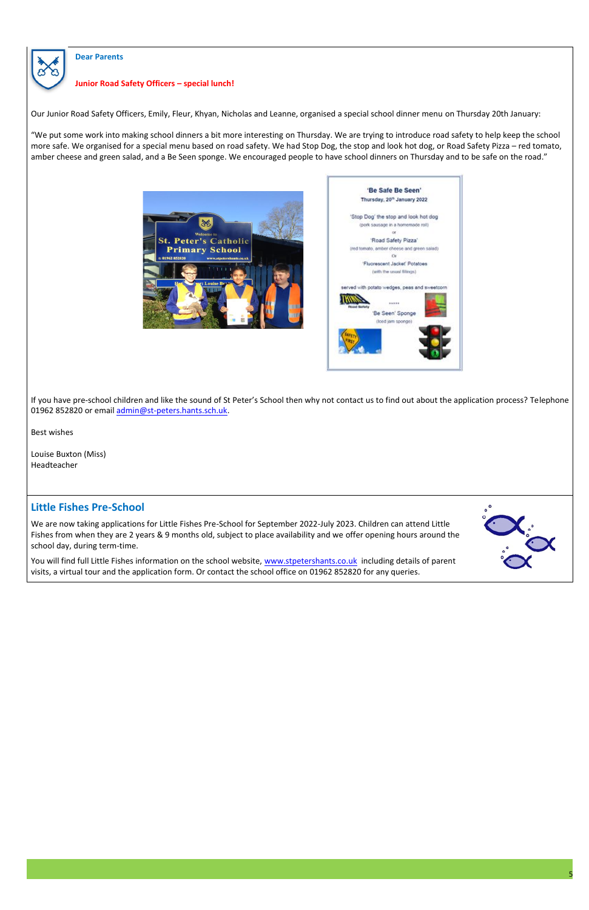**Dear Parents**

**Junior Road Safety Officers – special lunch!**

Our Junior Road Safety Officers, Emily, Fleur, Khyan, Nicholas and Leanne, organised a special school dinner menu on Thursday 20th January:

"We put some work into making school dinners a bit more interesting on Thursday. We are trying to introduce road safety to help keep the school more safe. We organised for a special menu based on road safety. We had Stop Dog, the stop and look hot dog, or Road Safety Pizza – red tomato, amber cheese and green salad, and a Be Seen sponge. We encouraged people to have school dinners on Thursday and to be safe on the road."

If you have pre-school children and like the sound of St Peter's School then why not contact us to find out about the application process? Telephone 01962 852820 or email admin@st-peters.hants.sch.uk.

Best wishes

Louise Buxton (Miss)
Headteacher

## Little Fishes Pre-School

We are now taking applications for Little Fishes Pre-School for September 2022-July 2023. Children can attend Little Fishes from when they are 2 years & 9 months old, subject to place availability and we offer opening hours around the school day, during term-time.

You will find full Little Fishes information on the school website, www.stpetershants.co.uk including details of parent visits, a virtual tour and the application form. Or contact the school office on 01962 852820 for any queries.